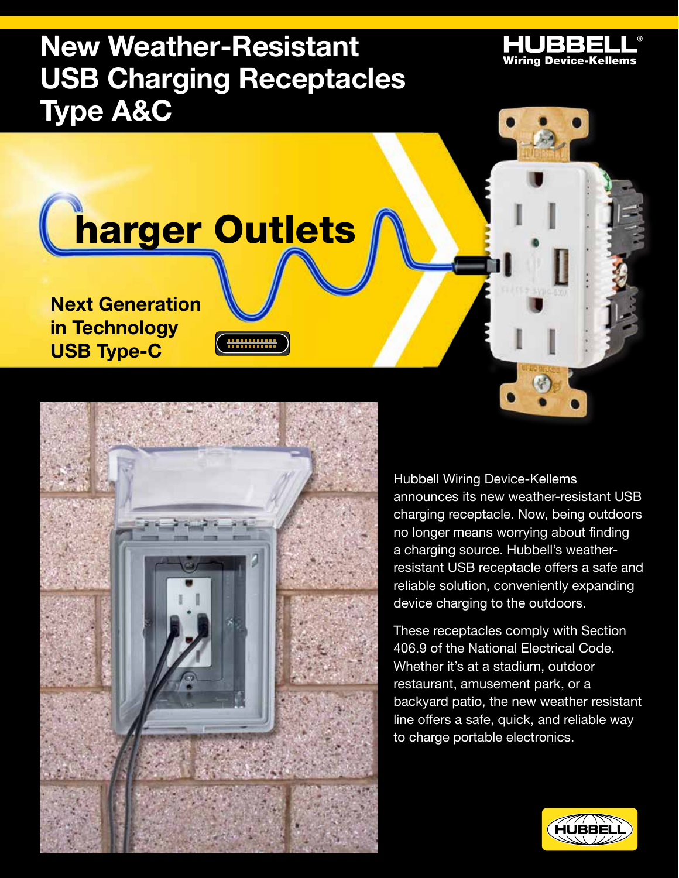# New Weather-Resistant USB Charging Receptacles Type A&C

HUBBELL®
Wiring Device-Kellems

## Charger Outlets

**Next Generation in Technology USB Type-C**

Hubbell Wiring Device-Kellems announces its new weather-resistant USB charging receptacle. Now, being outdoors no longer means worrying about finding a charging source. Hubbell's weather-resistant USB receptacle offers a safe and reliable solution, conveniently expanding device charging to the outdoors.

These receptacles comply with Section 406.9 of the National Electrical Code. Whether it's at a stadium, outdoor restaurant, amusement park, or a backyard patio, the new weather resistant line offers a safe, quick, and reliable way to charge portable electronics.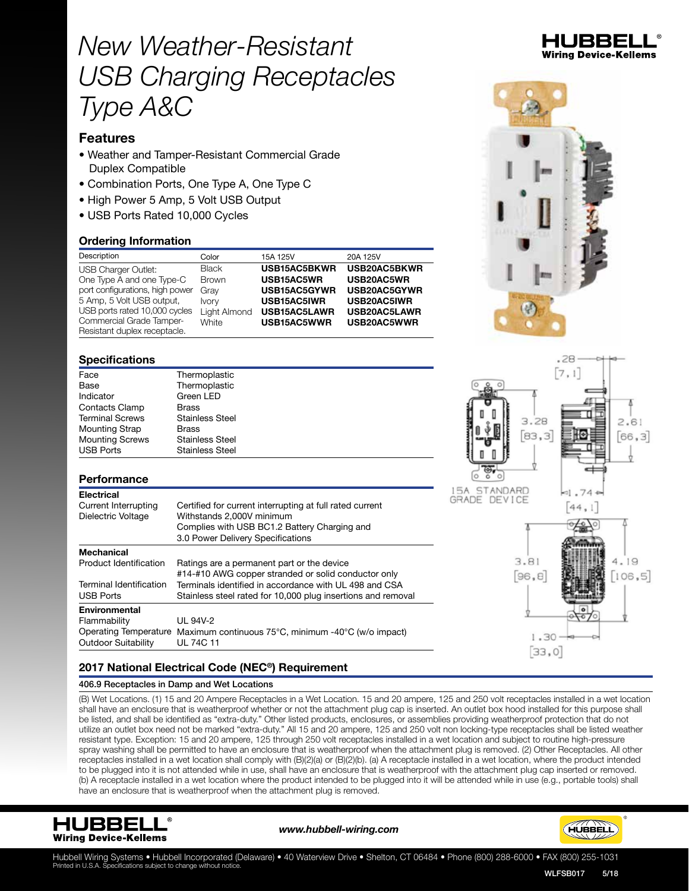# New Weather-Resistant USB Charging Receptacles Type A&C

## Features

- Weather and Tamper-Resistant Commercial Grade Duplex Compatible
- Combination Ports, One Type A, One Type C
- High Power 5 Amp, 5 Volt USB Output
- USB Ports Rated 10,000 Cycles

## Ordering Information

| Description | Color | 15A 125V | 20A 125V |
|---|---|---|---|
| USB Charger Outlet: One Type A and one Type-C port configurations, high power 5 Amp, 5 Volt USB output, USB ports rated 10,000 cycles Commercial Grade Tamper-Resistant duplex receptacle. | Black | **USB15AC5BKWR** | **USB20AC5BKWR** |
| | Brown | **USB15AC5WR** | **USB20AC5WR** |
| | Gray | **USB15AC5GYWR** | **USB20AC5GYWR** |
| | Ivory | **USB15AC5IWR** | **USB20AC5IWR** |
| | Light Almond | **USB15AC5LAWR** | **USB20AC5LAWR** |
| | White | **USB15AC5WWR** | **USB20AC5WWR** |

## Specifications

| | |
|---|---|
| Face | Thermoplastic |
| Base | Thermoplastic |
| Indicator | Green LED |
| Contacts Clamp | Brass |
| Terminal Screws | Stainless Steel |
| Mounting Strap | Brass |
| Mounting Screws | Stainless Steel |
| USB Ports | Stainless Steel |

## Performance

| | |
|---|---|
| **Electrical** | |
| Current Interrupting | Certified for current interrupting at full rated current |
| Dielectric Voltage | Withstands 2,000V minimum |
| | Complies with USB BC1.2 Battery Charging and 3.0 Power Delivery Specifications |
| **Mechanical** | |
| Product Identification | Ratings are a permanent part or the device |
| | #14-#10 AWG copper stranded or solid conductor only |
| Terminal Identification | Terminals identified in accordance with UL 498 and CSA |
| USB Ports | Stainless steel rated for 10,000 plug insertions and removal |
| **Environmental** | |
| Flammability | UL 94V-2 |
| Operating Temperature | Maximum continuous 75°C, minimum -40°C (w/o impact) |
| Outdoor Suitability | UL 74C 11 |

.28 [7,1]
3.28 [83,3]
2.61 [66,3]
15A STANDARD GRADE DEVICE
1.74 [44,1]
3.81 [96,8]
4.19 [106,5]
1.30 [33,0]

## 2017 National Electrical Code (NEC®) Requirement

### 406.9 Receptacles in Damp and Wet Locations

(B) Wet Locations. (1) 15 and 20 Ampere Receptacles in a Wet Location. 15 and 20 ampere, 125 and 250 volt receptacles installed in a wet location shall have an enclosure that is weatherproof whether or not the attachment plug cap is inserted. An outlet box hood installed for this purpose shall be listed, and shall be identified as "extra-duty." Other listed products, enclosures, or assemblies providing weatherproof protection that do not utilize an outlet box need not be marked "extra-duty." All 15 and 20 ampere, 125 and 250 volt non locking-type receptacles shall be listed weather resistant type. Exception: 15 and 20 ampere, 125 through 250 volt receptacles installed in a wet location and subject to routine high-pressure spray washing shall be permitted to have an enclosure that is weatherproof when the attachment plug is removed. (2) Other Receptacles. All other receptacles installed in a wet location shall comply with (B)(2)(a) or (B)(2)(b). (a) A receptacle installed in a wet location, where the product intended to be plugged into it is not attended while in use, shall have an enclosure that is weatherproof with the attachment plug cap inserted or removed. (b) A receptacle installed in a wet location where the product intended to be plugged into it will be attended while in use (e.g., portable tools) shall have an enclosure that is weatherproof when the attachment plug is removed.

HUBBELL® Wiring Device-Kellems

*www.hubbell-wiring.com*

Hubbell Wiring Systems • Hubbell Incorporated (Delaware) • 40 Waterview Drive • Shelton, CT 06484 • Phone (800) 288-6000 • FAX (800) 255-1031
Printed in U.S.A. Specifications subject to change without notice.

WLFSB017 5/18